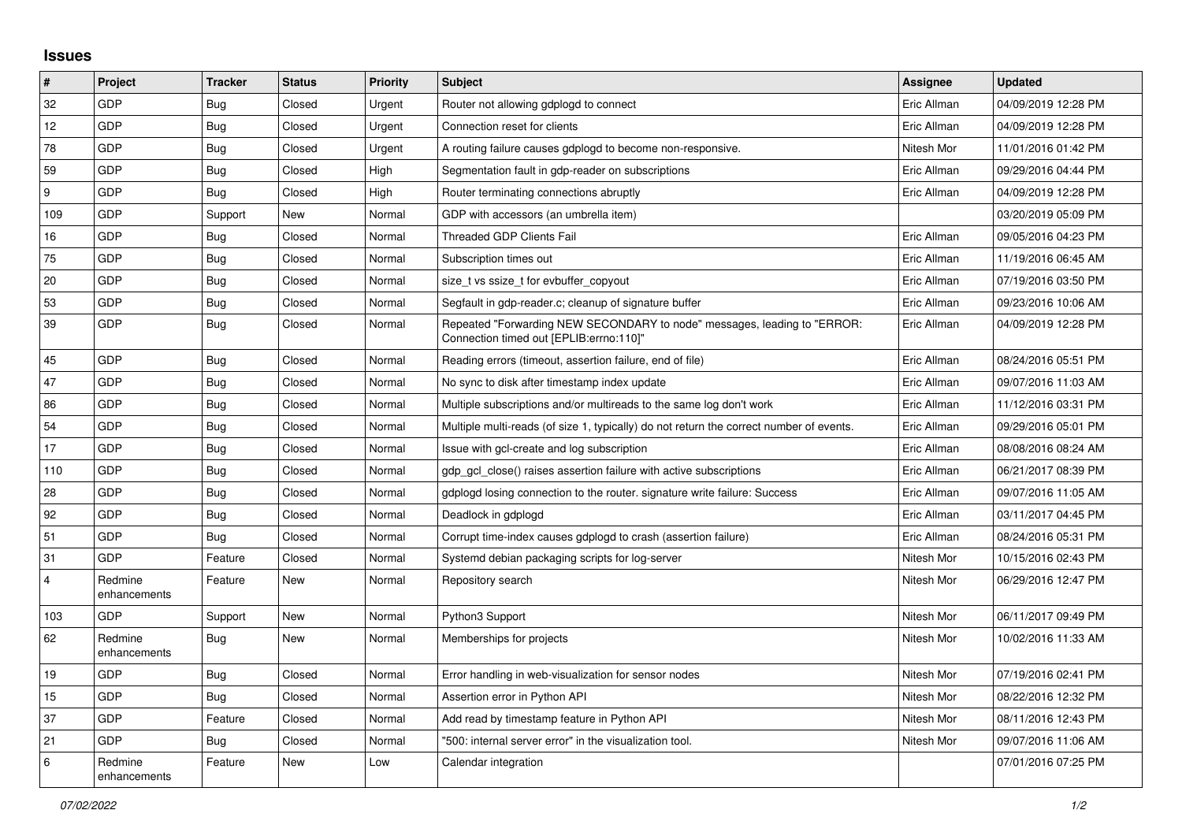## Issues

| # | Project | Tracker | Status | Priority | Subject | Assignee | Updated |
|---|---|---|---|---|---|---|---|
| 32 | GDP | Bug | Closed | Urgent | Router not allowing gdplogd to connect | Eric Allman | 04/09/2019 12:28 PM |
| 12 | GDP | Bug | Closed | Urgent | Connection reset for clients | Eric Allman | 04/09/2019 12:28 PM |
| 78 | GDP | Bug | Closed | Urgent | A routing failure causes gdplogd to become non-responsive. | Nitesh Mor | 11/01/2016 01:42 PM |
| 59 | GDP | Bug | Closed | High | Segmentation fault in gdp-reader on subscriptions | Eric Allman | 09/29/2016 04:44 PM |
| 9 | GDP | Bug | Closed | High | Router terminating connections abruptly | Eric Allman | 04/09/2019 12:28 PM |
| 109 | GDP | Support | New | Normal | GDP with accessors (an umbrella item) | | 03/20/2019 05:09 PM |
| 16 | GDP | Bug | Closed | Normal | Threaded GDP Clients Fail | Eric Allman | 09/05/2016 04:23 PM |
| 75 | GDP | Bug | Closed | Normal | Subscription times out | Eric Allman | 11/19/2016 06:45 AM |
| 20 | GDP | Bug | Closed | Normal | size_t vs ssize_t for evbuffer_copyout | Eric Allman | 07/19/2016 03:50 PM |
| 53 | GDP | Bug | Closed | Normal | Segfault in gdp-reader.c; cleanup of signature buffer | Eric Allman | 09/23/2016 10:06 AM |
| 39 | GDP | Bug | Closed | Normal | Repeated "Forwarding NEW SECONDARY to node" messages, leading to "ERROR: Connection timed out [EPLIB:errno:110]" | Eric Allman | 04/09/2019 12:28 PM |
| 45 | GDP | Bug | Closed | Normal | Reading errors (timeout, assertion failure, end of file) | Eric Allman | 08/24/2016 05:51 PM |
| 47 | GDP | Bug | Closed | Normal | No sync to disk after timestamp index update | Eric Allman | 09/07/2016 11:03 AM |
| 86 | GDP | Bug | Closed | Normal | Multiple subscriptions and/or multireads to the same log don't work | Eric Allman | 11/12/2016 03:31 PM |
| 54 | GDP | Bug | Closed | Normal | Multiple multi-reads (of size 1, typically) do not return the correct number of events. | Eric Allman | 09/29/2016 05:01 PM |
| 17 | GDP | Bug | Closed | Normal | Issue with gcl-create and log subscription | Eric Allman | 08/08/2016 08:24 AM |
| 110 | GDP | Bug | Closed | Normal | gdp_gcl_close() raises assertion failure with active subscriptions | Eric Allman | 06/21/2017 08:39 PM |
| 28 | GDP | Bug | Closed | Normal | gdplogd losing connection to the router. signature write failure: Success | Eric Allman | 09/07/2016 11:05 AM |
| 92 | GDP | Bug | Closed | Normal | Deadlock in gdplogd | Eric Allman | 03/11/2017 04:45 PM |
| 51 | GDP | Bug | Closed | Normal | Corrupt time-index causes gdplogd to crash (assertion failure) | Eric Allman | 08/24/2016 05:31 PM |
| 31 | GDP | Feature | Closed | Normal | Systemd debian packaging scripts for log-server | Nitesh Mor | 10/15/2016 02:43 PM |
| 4 | Redmine enhancements | Feature | New | Normal | Repository search | Nitesh Mor | 06/29/2016 12:47 PM |
| 103 | GDP | Support | New | Normal | Python3 Support | Nitesh Mor | 06/11/2017 09:49 PM |
| 62 | Redmine enhancements | Bug | New | Normal | Memberships for projects | Nitesh Mor | 10/02/2016 11:33 AM |
| 19 | GDP | Bug | Closed | Normal | Error handling in web-visualization for sensor nodes | Nitesh Mor | 07/19/2016 02:41 PM |
| 15 | GDP | Bug | Closed | Normal | Assertion error in Python API | Nitesh Mor | 08/22/2016 12:32 PM |
| 37 | GDP | Feature | Closed | Normal | Add read by timestamp feature in Python API | Nitesh Mor | 08/11/2016 12:43 PM |
| 21 | GDP | Bug | Closed | Normal | "500: internal server error" in the visualization tool. | Nitesh Mor | 09/07/2016 11:06 AM |
| 6 | Redmine enhancements | Feature | New | Low | Calendar integration | | 07/01/2016 07:25 PM |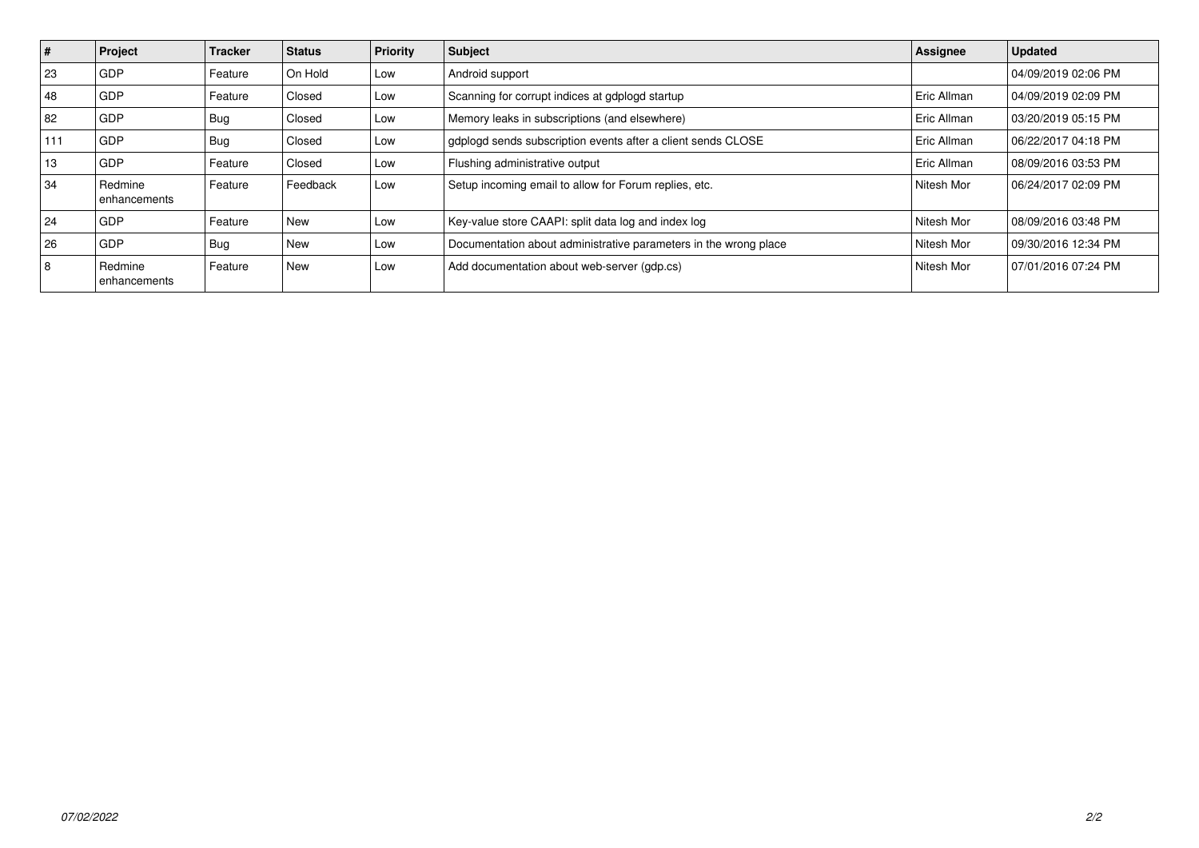| # | Project | Tracker | Status | Priority | Subject | Assignee | Updated |
|---|---|---|---|---|---|---|---|
| 23 | GDP | Feature | On Hold | Low | Android support | | 04/09/2019 02:06 PM |
| 48 | GDP | Feature | Closed | Low | Scanning for corrupt indices at gdplogd startup | Eric Allman | 04/09/2019 02:09 PM |
| 82 | GDP | Bug | Closed | Low | Memory leaks in subscriptions (and elsewhere) | Eric Allman | 03/20/2019 05:15 PM |
| 111 | GDP | Bug | Closed | Low | gdplogd sends subscription events after a client sends CLOSE | Eric Allman | 06/22/2017 04:18 PM |
| 13 | GDP | Feature | Closed | Low | Flushing administrative output | Eric Allman | 08/09/2016 03:53 PM |
| 34 | Redmine enhancements | Feature | Feedback | Low | Setup incoming email to allow for Forum replies, etc. | Nitesh Mor | 06/24/2017 02:09 PM |
| 24 | GDP | Feature | New | Low | Key-value store CAAPI: split data log and index log | Nitesh Mor | 08/09/2016 03:48 PM |
| 26 | GDP | Bug | New | Low | Documentation about administrative parameters in the wrong place | Nitesh Mor | 09/30/2016 12:34 PM |
| 8 | Redmine enhancements | Feature | New | Low | Add documentation about web-server (gdp.cs) | Nitesh Mor | 07/01/2016 07:24 PM |